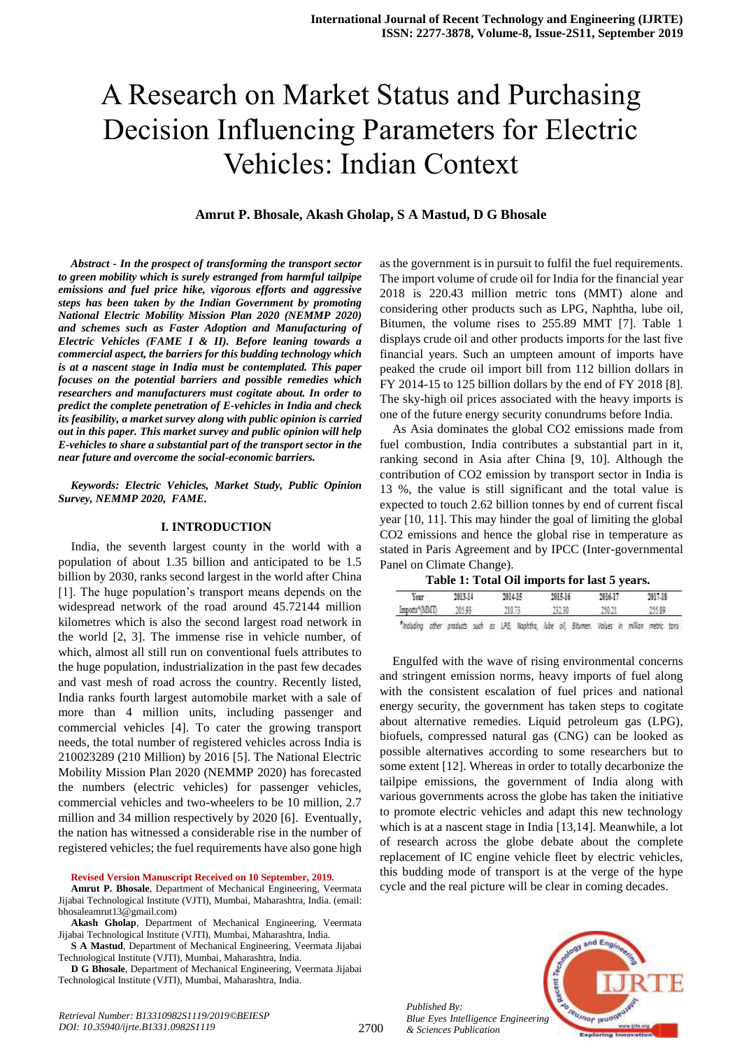# A Research on Market Status and Purchasing Decision Influencing Parameters for Electric Vehicles: Indian Context

**Amrut P. Bhosale, Akash Gholap, S A Mastud, D G Bhosale**

***Abstract - In the prospect of transforming the transport sector to green mobility which is surely estranged from harmful tailpipe emissions and fuel price hike, vigorous efforts and aggressive steps has been taken by the Indian Government by promoting National Electric Mobility Mission Plan 2020 (NEMMP 2020) and schemes such as Faster Adoption and Manufacturing of Electric Vehicles (FAME I & II). Before leaning towards a commercial aspect, the barriers for this budding technology which is at a nascent stage in India must be contemplated. This paper focuses on the potential barriers and possible remedies which researchers and manufacturers must cogitate about. In order to predict the complete penetration of E-vehicles in India and check its feasibility, a market survey along with public opinion is carried out in this paper. This market survey and public opinion will help E-vehicles to share a substantial part of the transport sector in the near future and overcome the social-economic barriers.***

***Keywords: Electric Vehicles, Market Study, Public Opinion Survey, NEMMP 2020, FAME.***

## I. INTRODUCTION

India, the seventh largest county in the world with a population of about 1.35 billion and anticipated to be 1.5 billion by 2030, ranks second largest in the world after China [1]. The huge population's transport means depends on the widespread network of the road around 45.72144 million kilometres which is also the second largest road network in the world [2, 3]. The immense rise in vehicle number, of which, almost all still run on conventional fuels attributes to the huge population, industrialization in the past few decades and vast mesh of road across the country. Recently listed, India ranks fourth largest automobile market with a sale of more than 4 million units, including passenger and commercial vehicles [4]. To cater the growing transport needs, the total number of registered vehicles across India is 210023289 (210 Million) by 2016 [5]. The National Electric Mobility Mission Plan 2020 (NEMMP 2020) has forecasted the numbers (electric vehicles) for passenger vehicles, commercial vehicles and two-wheelers to be 10 million, 2.7 million and 34 million respectively by 2020 [6]. Eventually, the nation has witnessed a considerable rise in the number of registered vehicles; the fuel requirements have also gone high as the government is in pursuit to fulfil the fuel requirements. The import volume of crude oil for India for the financial year 2018 is 220.43 million metric tons (MMT) alone and considering other products such as LPG, Naphtha, lube oil, Bitumen, the volume rises to 255.89 MMT [7]. Table 1 displays crude oil and other products imports for the last five financial years. Such an umpteen amount of imports have peaked the crude oil import bill from 112 billion dollars in FY 2014-15 to 125 billion dollars by the end of FY 2018 [8]. The sky-high oil prices associated with the heavy imports is one of the future energy security conundrums before India.

As Asia dominates the global $CO_2$ emissions made from fuel combustion, India contributes a substantial part in it, ranking second in Asia after China [9, 10]. Although the contribution of $CO_2$ emission by transport sector in India is 13 %, the value is still significant and the total value is expected to touch 2.62 billion tonnes by end of current fiscal year [10, 11]. This may hinder the goal of limiting the global $CO_2$ emissions and hence the global rise in temperature as stated in Paris Agreement and by IPCC (Inter-governmental Panel on Climate Change).

**Table 1: Total Oil imports for last 5 years.**

| Year | 2013-14 | 2014-15 | 2015-16 | 2016-17 | 2017-18 |
|---|---|---|---|---|---|
| Imports*(MMT) | 205.93 | 210.73 | 232.30 | 250.21 | 255.89 |

*Including other products such as LPG, Naphtha, lube oil, Bitumen. Values in million metric tons

Engulfed with the wave of rising environmental concerns and stringent emission norms, heavy imports of fuel along with the consistent escalation of fuel prices and national energy security, the government has taken steps to cogitate about alternative remedies. Liquid petroleum gas (LPG), biofuels, compressed natural gas (CNG) can be looked as possible alternatives according to some researchers but to some extent [12]. Whereas in order to totally decarbonize the tailpipe emissions, the government of India along with various governments across the globe has taken the initiative to promote electric vehicles and adapt this new technology which is at a nascent stage in India [13,14]. Meanwhile, a lot of research across the globe debate about the complete replacement of IC engine vehicle fleet by electric vehicles, this budding mode of transport is at the verge of the hype cycle and the real picture will be clear in coming decades.

**Revised Version Manuscript Received on 10 September, 2019.**

**Amrut P. Bhosale**, Department of Mechanical Engineering, Veermata Jijabai Technological Institute (VJTI), Mumbai, Maharashtra, India. (email: bhosaleamrut13@gmail.com)

**Akash Gholap**, Department of Mechanical Engineering, Veermata Jijabai Technological Institute (VJTI), Mumbai, Maharashtra, India.

**S A Mastud**, Department of Mechanical Engineering, Veermata Jijabai Technological Institute (VJTI), Mumbai, Maharashtra, India.

**D G Bhosale**, Department of Mechanical Engineering, Veermata Jijabai Technological Institute (VJTI), Mumbai, Maharashtra, India.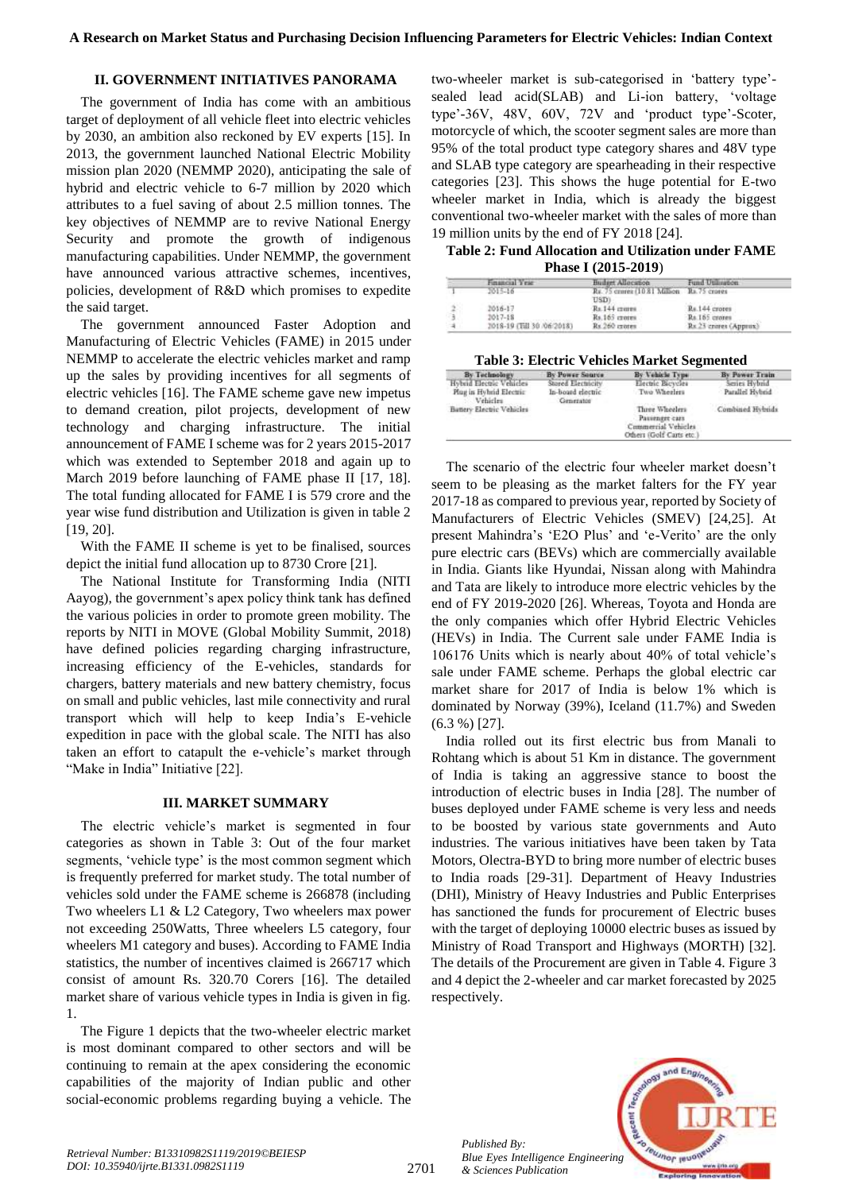## II. GOVERNMENT INITIATIVES PANORAMA

The government of India has come with an ambitious target of deployment of all vehicle fleet into electric vehicles by 2030, an ambition also reckoned by EV experts [15]. In 2013, the government launched National Electric Mobility mission plan 2020 (NEMMP 2020), anticipating the sale of hybrid and electric vehicle to 6-7 million by 2020 which attributes to a fuel saving of about 2.5 million tonnes. The key objectives of NEMMP are to revive National Energy Security and promote the growth of indigenous manufacturing capabilities. Under NEMMP, the government have announced various attractive schemes, incentives, policies, development of R&D which promises to expedite the said target.

The government announced Faster Adoption and Manufacturing of Electric Vehicles (FAME) in 2015 under NEMMP to accelerate the electric vehicles market and ramp up the sales by providing incentives for all segments of electric vehicles [16]. The FAME scheme gave new impetus to demand creation, pilot projects, development of new technology and charging infrastructure. The initial announcement of FAME I scheme was for 2 years 2015-2017 which was extended to September 2018 and again up to March 2019 before launching of FAME phase II [17, 18]. The total funding allocated for FAME I is 579 crore and the year wise fund distribution and Utilization is given in table 2 [19, 20].

With the FAME II scheme is yet to be finalised, sources depict the initial fund allocation up to 8730 Crore [21].

The National Institute for Transforming India (NITI Aayog), the government's apex policy think tank has defined the various policies in order to promote green mobility. The reports by NITI in MOVE (Global Mobility Summit, 2018) have defined policies regarding charging infrastructure, increasing efficiency of the E-vehicles, standards for chargers, battery materials and new battery chemistry, focus on small and public vehicles, last mile connectivity and rural transport which will help to keep India's E-vehicle expedition in pace with the global scale. The NITI has also taken an effort to catapult the e-vehicle's market through "Make in India" Initiative [22].

## III. MARKET SUMMARY

The electric vehicle's market is segmented in four categories as shown in Table 3: Out of the four market segments, 'vehicle type' is the most common segment which is frequently preferred for market study. The total number of vehicles sold under the FAME scheme is 266878 (including Two wheelers L1 & L2 Category, Two wheelers max power not exceeding 250Watts, Three wheelers L5 category, four wheelers M1 category and buses). According to FAME India statistics, the number of incentives claimed is 266717 which consist of amount Rs. 320.70 Corers [16]. The detailed market share of various vehicle types in India is given in fig. 1.

The Figure 1 depicts that the two-wheeler electric market is most dominant compared to other sectors and will be continuing to remain at the apex considering the economic capabilities of the majority of Indian public and other social-economic problems regarding buying a vehicle. The two-wheeler market is sub-categorised in 'battery type'- sealed lead acid(SLAB) and Li-ion battery, 'voltage type'-36V, 48V, 60V, 72V and 'product type'-Scoter, motorcycle of which, the scooter segment sales are more than 95% of the total product type category shares and 48V type and SLAB type category are spearheading in their respective categories [23]. This shows the huge potential for E-two wheeler market in India, which is already the biggest conventional two-wheeler market with the sales of more than 19 million units by the end of FY 2018 [24].

**Table 2: Fund Allocation and Utilization under FAME Phase I (2015-2019)**

| | Financial Year | Budget Allocation | Fund Utilization |
|---|---|---|---|
| 1 | 2015-16 | Rs. 75 crores (10.81 Million USD) | Rs. 75 crores |
| 2 | 2016-17 | Rs.144 crores | Rs.144 crores |
| 3 | 2017-18 | Rs.165 crores | Rs.165 crores |
| 4 | 2018-19 (Till 30 /06/2018) | Rs.260 crores | Rs.23 crores (Approx) |

**Table 3: Electric Vehicles Market Segmented**

| By Technology | By Power Source | By Vehicle Type | By Power Train |
|---|---|---|---|
| Hybrid Electric Vehicles | Stored Electricity | Electric Bicycles | Series Hybrid |
| Plug in Hybrid Electric Vehicles | In-board electric Generator | Two Wheelers | Parallel Hybrid |
| Battery Electric Vehicles | | Three Wheelers | Combined Hybrids |
| | | Passenger cars | |
| | | Commercial Vehicles | |
| | | Others (Golf Carts etc.) | |

The scenario of the electric four wheeler market doesn't seem to be pleasing as the market falters for the FY year 2017-18 as compared to previous year, reported by Society of Manufacturers of Electric Vehicles (SMEV) [24,25]. At present Mahindra's 'E2O Plus' and 'e-Verito' are the only pure electric cars (BEVs) which are commercially available in India. Giants like Hyundai, Nissan along with Mahindra and Tata are likely to introduce more electric vehicles by the end of FY 2019-2020 [26]. Whereas, Toyota and Honda are the only companies which offer Hybrid Electric Vehicles (HEVs) in India. The Current sale under FAME India is 106176 Units which is nearly about 40% of total vehicle's sale under FAME scheme. Perhaps the global electric car market share for 2017 of India is below 1% which is dominated by Norway (39%), Iceland (11.7%) and Sweden (6.3 %) [27].

India rolled out its first electric bus from Manali to Rohtang which is about 51 Km in distance. The government of India is taking an aggressive stance to boost the introduction of electric buses in India [28]. The number of buses deployed under FAME scheme is very less and needs to be boosted by various state governments and Auto industries. The various initiatives have been taken by Tata Motors, Olectra-BYD to bring more number of electric buses to India roads [29-31]. Department of Heavy Industries (DHI), Ministry of Heavy Industries and Public Enterprises has sanctioned the funds for procurement of Electric buses with the target of deploying 10000 electric buses as issued by Ministry of Road Transport and Highways (MORTH) [32]. The details of the Procurement are given in Table 4. Figure 3 and 4 depict the 2-wheeler and car market forecasted by 2025 respectively.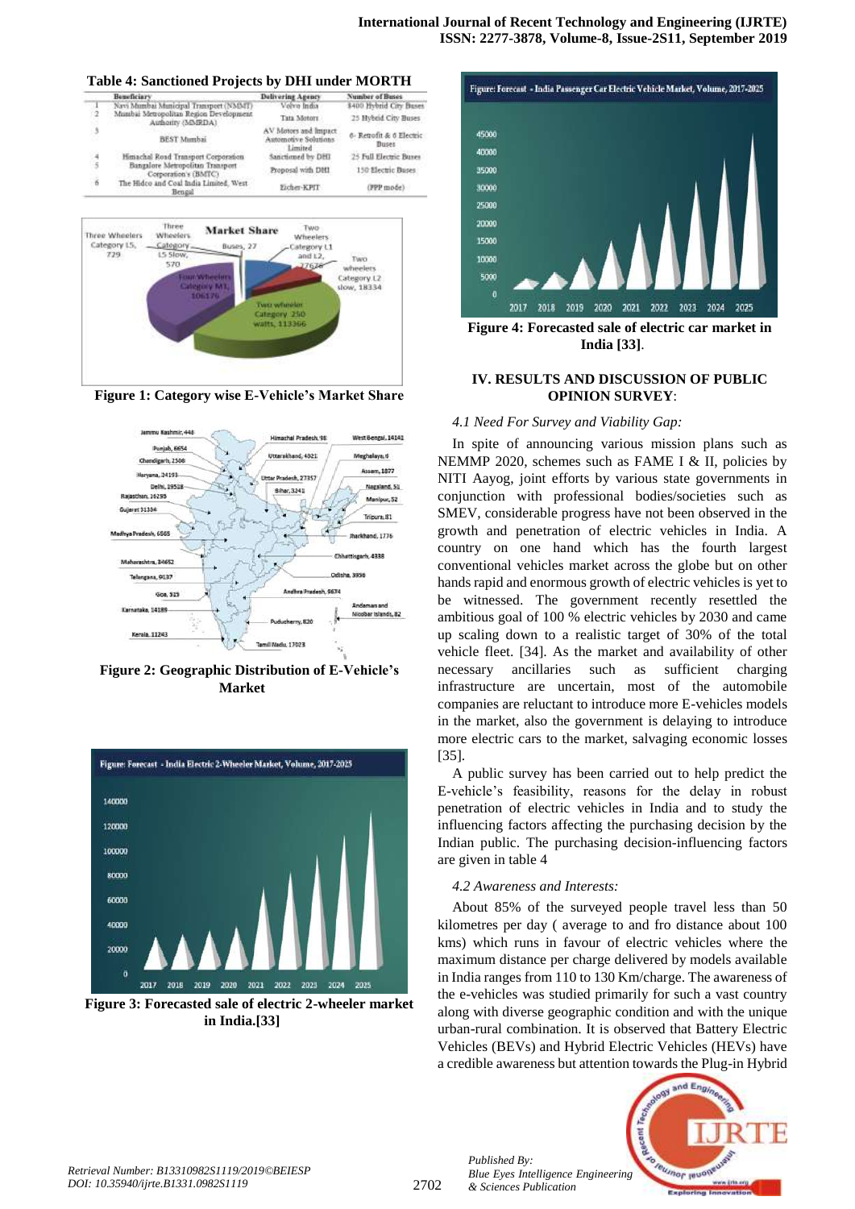**Table 4: Sanctioned Projects by DHI under MORTH**

| | Beneficiary | Delivering Agency | Number of Buses |
|---|---|---|---|
| 1 | Navi Mumbai Municipal Transport (NMMT) | Volvo India | $400 Hybrid City Buses |
| 2 | Mumbai Metropolitan Region Development Authority (MMRDA) | Tata Motors | 25 Hybrid City Buses |
| 3 | BEST Mumbai | AV Motors and Impact Automotive Solutions Limited | 6- Retrofit & 6 Electric Buses |
| 4 | Himachal Road Transport Corporation | Sanctioned by DHI | 25 Full Electric Buses |
| 5 | Bangalore Metropolitan Transport Corporation's (BMTC) | Proposal with DHI | 150 Electric Buses |
| 6 | The Hidco and Coal India Limited, West Bengal | Eicher-KPIT | (PPP mode) |

**Figure 1: Category wise E-Vehicle's Market Share**

**Figure 2: Geographic Distribution of E-Vehicle's Market**

**Figure 3: Forecasted sale of electric 2-wheeler market in India.[33]**

**Figure 4: Forecasted sale of electric car market in India [33]**.

## IV. RESULTS AND DISCUSSION OF PUBLIC OPINION SURVEY:

### *4.1 Need For Survey and Viability Gap:*

In spite of announcing various mission plans such as NEMMP 2020, schemes such as FAME I & II, policies by NITI Aayog, joint efforts by various state governments in conjunction with professional bodies/societies such as SMEV, considerable progress have not been observed in the growth and penetration of electric vehicles in India. A country on one hand which has the fourth largest conventional vehicles market across the globe but on other hands rapid and enormous growth of electric vehicles is yet to be witnessed. The government recently resettled the ambitious goal of 100 % electric vehicles by 2030 and came up scaling down to a realistic target of 30% of the total vehicle fleet. [34]. As the market and availability of other necessary ancillaries such as sufficient charging infrastructure are uncertain, most of the automobile companies are reluctant to introduce more E-vehicles models in the market, also the government is delaying to introduce more electric cars to the market, salvaging economic losses [35].

A public survey has been carried out to help predict the E-vehicle's feasibility, reasons for the delay in robust penetration of electric vehicles in India and to study the influencing factors affecting the purchasing decision by the Indian public. The purchasing decision-influencing factors are given in table 4

### *4.2 Awareness and Interests:*

About 85% of the surveyed people travel less than 50 kilometres per day ( average to and fro distance about 100 kms) which runs in favour of electric vehicles where the maximum distance per charge delivered by models available in India ranges from 110 to 130 Km/charge. The awareness of the e-vehicles was studied primarily for such a vast country along with diverse geographic condition and with the unique urban-rural combination. It is observed that Battery Electric Vehicles (BEVs) and Hybrid Electric Vehicles (HEVs) have a credible awareness but attention towards the Plug-in Hybrid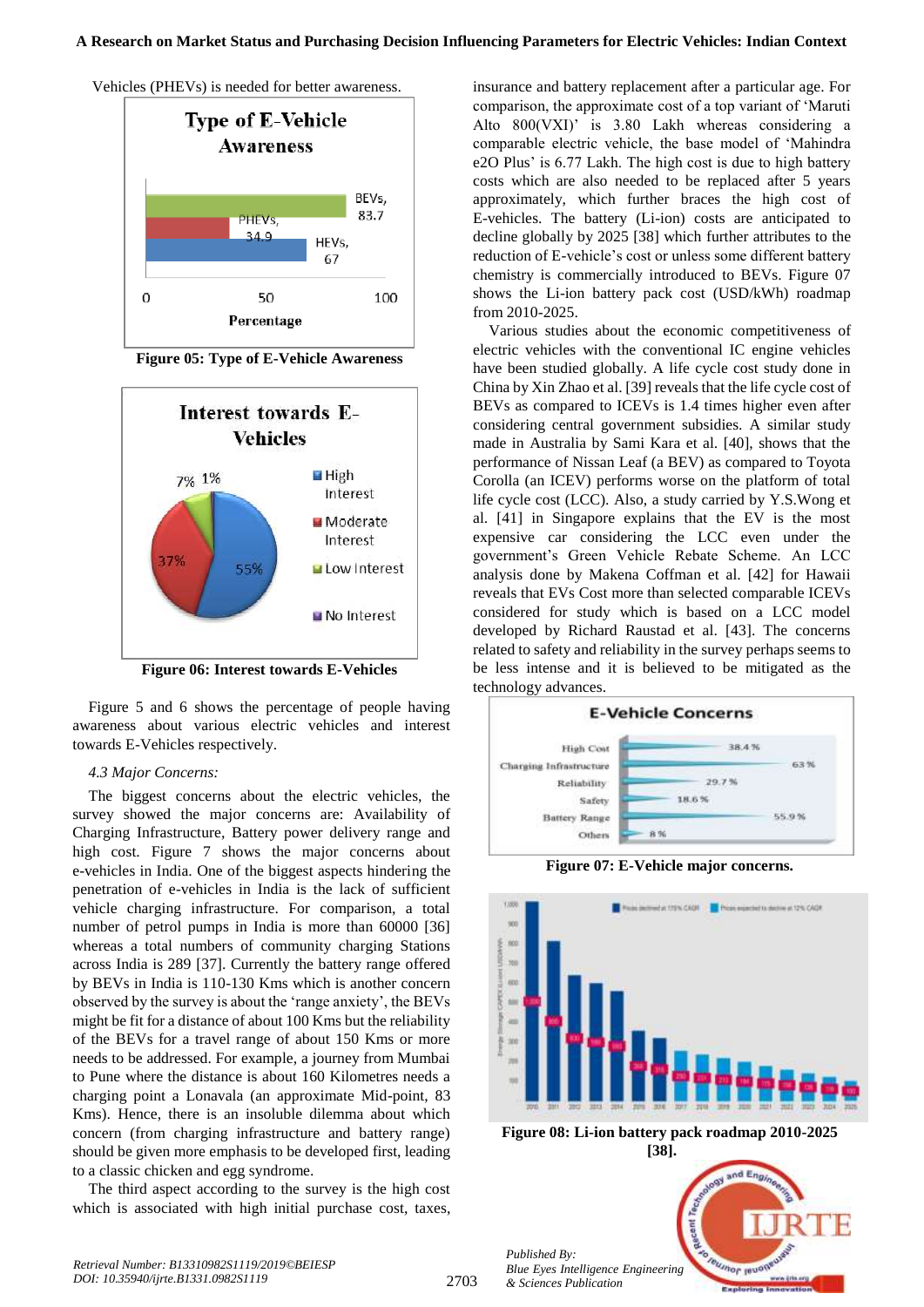Vehicles (PHEVs) is needed for better awareness.

Figure 05: Type of E-Vehicle Awareness

Figure 06: Interest towards E-Vehicles

Figure 5 and 6 shows the percentage of people having awareness about various electric vehicles and interest towards E-Vehicles respectively.

*4.3 Major Concerns:*

The biggest concerns about the electric vehicles, the survey showed the major concerns are: Availability of Charging Infrastructure, Battery power delivery range and high cost. Figure 7 shows the major concerns about e-vehicles in India. One of the biggest aspects hindering the penetration of e-vehicles in India is the lack of sufficient vehicle charging infrastructure. For comparison, a total number of petrol pumps in India is more than 60000 [36] whereas a total numbers of community charging Stations across India is 289 [37]. Currently the battery range offered by BEVs in India is 110-130 Kms which is another concern observed by the survey is about the 'range anxiety', the BEVs might be fit for a distance of about 100 Kms but the reliability of the BEVs for a travel range of about 150 Kms or more needs to be addressed. For example, a journey from Mumbai to Pune where the distance is about 160 Kilometres needs a charging point a Lonavala (an approximate Mid-point, 83 Kms). Hence, there is an insoluble dilemma about which concern (from charging infrastructure and battery range) should be given more emphasis to be developed first, leading to a classic chicken and egg syndrome.

The third aspect according to the survey is the high cost which is associated with high initial purchase cost, taxes, insurance and battery replacement after a particular age. For comparison, the approximate cost of a top variant of 'Maruti Alto 800(VXI)' is 3.80 Lakh whereas considering a comparable electric vehicle, the base model of 'Mahindra e2O Plus' is 6.77 Lakh. The high cost is due to high battery costs which are also needed to be replaced after 5 years approximately, which further braces the high cost of E-vehicles. The battery (Li-ion) costs are anticipated to decline globally by 2025 [38] which further attributes to the reduction of E-vehicle's cost or unless some different battery chemistry is commercially introduced to BEVs. Figure 07 shows the Li-ion battery pack cost (USD/kWh) roadmap from 2010-2025.

Various studies about the economic competitiveness of electric vehicles with the conventional IC engine vehicles have been studied globally. A life cycle cost study done in China by Xin Zhao et al. [39] reveals that the life cycle cost of BEVs as compared to ICEVs is 1.4 times higher even after considering central government subsidies. A similar study made in Australia by Sami Kara et al. [40], shows that the performance of Nissan Leaf (a BEV) as compared to Toyota Corolla (an ICEV) performs worse on the platform of total life cycle cost (LCC). Also, a study carried by Y.S.Wong et al. [41] in Singapore explains that the EV is the most expensive car considering the LCC even under the government's Green Vehicle Rebate Scheme. An LCC analysis done by Makena Coffman et al. [42] for Hawaii reveals that EVs Cost more than selected comparable ICEVs considered for study which is based on a LCC model developed by Richard Raustad et al. [43]. The concerns related to safety and reliability in the survey perhaps seems to be less intense and it is believed to be mitigated as the technology advances.

Figure 07: E-Vehicle major concerns.

Figure 08: Li-ion battery pack roadmap 2010-2025 [38].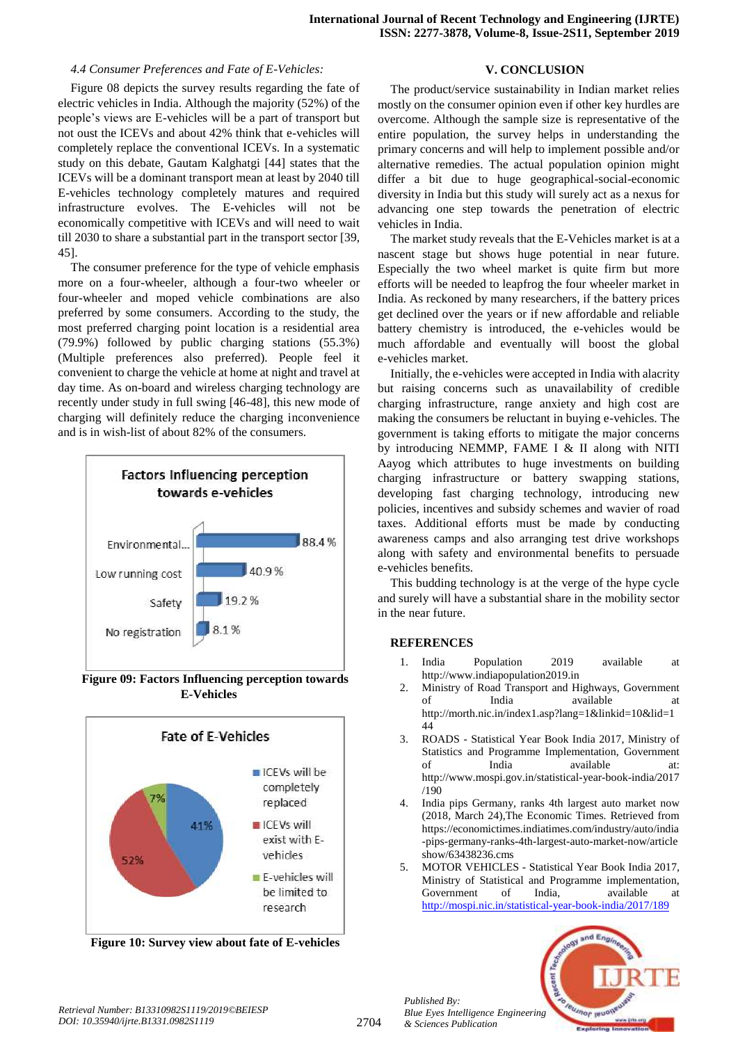### *4.4 Consumer Preferences and Fate of E-Vehicles:*

Figure 08 depicts the survey results regarding the fate of electric vehicles in India. Although the majority (52%) of the people's views are E-vehicles will be a part of transport but not oust the ICEVs and about 42% think that e-vehicles will completely replace the conventional ICEVs. In a systematic study on this debate, Gautam Kalghatgi [44] states that the ICEVs will be a dominant transport mean at least by 2040 till E-vehicles technology completely matures and required infrastructure evolves. The E-vehicles will not be economically competitive with ICEVs and will need to wait till 2030 to share a substantial part in the transport sector [39, 45].

The consumer preference for the type of vehicle emphasis more on a four-wheeler, although a four-two wheeler or four-wheeler and moped vehicle combinations are also preferred by some consumers. According to the study, the most preferred charging point location is a residential area (79.9%) followed by public charging stations (55.3%) (Multiple preferences also preferred). People feel it convenient to charge the vehicle at home at night and travel at day time. As on-board and wireless charging technology are recently under study in full swing [46-48], this new mode of charging will definitely reduce the charging inconvenience and is in wish-list of about 82% of the consumers.

**Figure 09: Factors Influencing perception towards E-Vehicles**

**Figure 10: Survey view about fate of E-vehicles**

## V. CONCLUSION

The product/service sustainability in Indian market relies mostly on the consumer opinion even if other key hurdles are overcome. Although the sample size is representative of the entire population, the survey helps in understanding the primary concerns and will help to implement possible and/or alternative remedies. The actual population opinion might differ a bit due to huge geographical-social-economic diversity in India but this study will surely act as a nexus for advancing one step towards the penetration of electric vehicles in India.

The market study reveals that the E-Vehicles market is at a nascent stage but shows huge potential in near future. Especially the two wheel market is quite firm but more efforts will be needed to leapfrog the four wheeler market in India. As reckoned by many researchers, if the battery prices get declined over the years or if new affordable and reliable battery chemistry is introduced, the e-vehicles would be much affordable and eventually will boost the global e-vehicles market.

Initially, the e-vehicles were accepted in India with alacrity but raising concerns such as unavailability of credible charging infrastructure, range anxiety and high cost are making the consumers be reluctant in buying e-vehicles. The government is taking efforts to mitigate the major concerns by introducing NEMMP, FAME I & II along with NITI Aayog which attributes to huge investments on building charging infrastructure or battery swapping stations, developing fast charging technology, introducing new policies, incentives and subsidy schemes and wavier of road taxes. Additional efforts must be made by conducting awareness camps and also arranging test drive workshops along with safety and environmental benefits to persuade e-vehicles benefits.

This budding technology is at the verge of the hype cycle and surely will have a substantial share in the mobility sector in the near future.

## REFERENCES

1. India Population 2019 available at http://www.indiapopulation2019.in
2. Ministry of Road Transport and Highways, Government of India available at http://morth.nic.in/index1.asp?lang=1&linkid=10&lid=144
3. ROADS - Statistical Year Book India 2017, Ministry of Statistics and Programme Implementation, Government of India available at: http://www.mospi.gov.in/statistical-year-book-india/2017/190
4. India pips Germany, ranks 4th largest auto market now (2018, March 24),The Economic Times. Retrieved from https://economictimes.indiatimes.com/industry/auto/india-pips-germany-ranks-4th-largest-auto-market-now/articleshow/63438236.cms
5. MOTOR VEHICLES - Statistical Year Book India 2017, Ministry of Statistical and Programme implementation, Government of India, available at http://mospi.nic.in/statistical-year-book-india/2017/189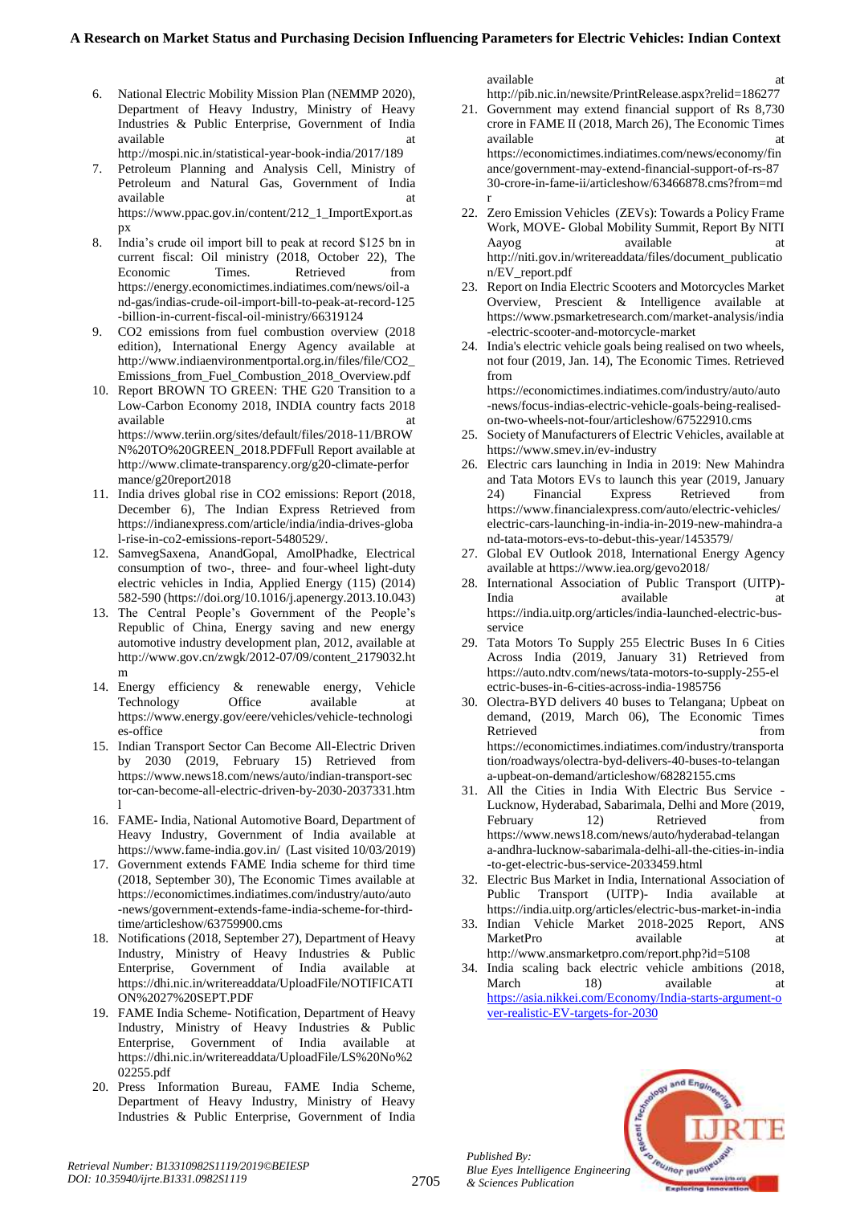6. National Electric Mobility Mission Plan (NEMMP 2020), Department of Heavy Industry, Ministry of Heavy Industries & Public Enterprise, Government of India available at http://mospi.nic.in/statistical-year-book-india/2017/189
7. Petroleum Planning and Analysis Cell, Ministry of Petroleum and Natural Gas, Government of India available at https://www.ppac.gov.in/content/212_1_ImportExport.aspx
8. India's crude oil import bill to peak at record $125 bn in current fiscal: Oil ministry (2018, October 22), The Economic Times. Retrieved from https://energy.economictimes.indiatimes.com/news/oil-and-gas/indias-crude-oil-import-bill-to-peak-at-record-125-billion-in-current-fiscal-oil-ministry/66319124
9. CO2 emissions from fuel combustion overview (2018 edition), International Energy Agency available at http://www.indiaenvironmentportal.org.in/files/file/CO2_Emissions_from_Fuel_Combustion_2018_Overview.pdf
10. Report BROWN TO GREEN: THE G20 Transition to a Low-Carbon Economy 2018, INDIA country facts 2018 available at https://www.teriin.org/sites/default/files/2018-11/BROWN%20TO%20GREEN_2018.PDFFull Report available at http://www.climate-transparency.org/g20-climate-performance/g20report2018
11. India drives global rise in CO2 emissions: Report (2018, December 6), The Indian Express Retrieved from https://indianexpress.com/article/india/india-drives-global-rise-in-co2-emissions-report-5480529/.
12. SamvegSaxena, AnandGopal, AmolPhadke, Electrical consumption of two-, three- and four-wheel light-duty electric vehicles in India, Applied Energy (115) (2014) 582-590 (https://doi.org/10.1016/j.apenergy.2013.10.043)
13. The Central People's Government of the People's Republic of China, Energy saving and new energy automotive industry development plan, 2012, available at http://www.gov.cn/zwgk/2012-07/09/content_2179032.htm
14. Energy efficiency & renewable energy, Vehicle Technology Office available at https://www.energy.gov/eere/vehicles/vehicle-technologies-office
15. Indian Transport Sector Can Become All-Electric Driven by 2030 (2019, February 15) Retrieved from https://www.news18.com/news/auto/indian-transport-sector-can-become-all-electric-driven-by-2030-2037331.html
16. FAME- India, National Automotive Board, Department of Heavy Industry, Government of India available at https://www.fame-india.gov.in/ (Last visited 10/03/2019)
17. Government extends FAME India scheme for third time (2018, September 30), The Economic Times available at https://economictimes.indiatimes.com/industry/auto/auto-news/government-extends-fame-india-scheme-for-third-time/articleshow/63759900.cms
18. Notifications (2018, September 27), Department of Heavy Industry, Ministry of Heavy Industries & Public Enterprise, Government of India available at https://dhi.nic.in/writereaddata/UploadFile/NOTIFICATION%2027%20SEPT.PDF
19. FAME India Scheme- Notification, Department of Heavy Industry, Ministry of Heavy Industries & Public Enterprise, Government of India available at https://dhi.nic.in/writereaddata/UploadFile/LS%20No%202255.pdf
20. Press Information Bureau, FAME India Scheme, Department of Heavy Industry, Ministry of Heavy Industries & Public Enterprise, Government of India available at http://pib.nic.in/newsite/PrintRelease.aspx?relid=186277
21. Government may extend financial support of Rs 8,730 crore in FAME II (2018, March 26), The Economic Times available at https://economictimes.indiatimes.com/news/economy/finance/government-may-extend-financial-support-of-rs-8730-crore-in-fame-ii/articleshow/63466878.cms?from=mdr
22. Zero Emission Vehicles (ZEVs): Towards a Policy Frame Work, MOVE- Global Mobility Summit, Report By NITI Aayog available at http://niti.gov.in/writereaddata/files/document_publication/EV_report.pdf
23. Report on India Electric Scooters and Motorcycles Market Overview, Prescient & Intelligence available at https://www.psmarketresearch.com/market-analysis/india-electric-scooter-and-motorcycle-market
24. India's electric vehicle goals being realised on two wheels, not four (2019, Jan. 14), The Economic Times. Retrieved from https://economictimes.indiatimes.com/industry/auto/auto-news/focus-indias-electric-vehicle-goals-being-realised-on-two-wheels-not-four/articleshow/67522910.cms
25. Society of Manufacturers of Electric Vehicles, available at https://www.smev.in/ev-industry
26. Electric cars launching in India in 2019: New Mahindra and Tata Motors EVs to launch this year (2019, January 24) Financial Express Retrieved from https://www.financialexpress.com/auto/electric-vehicles/electric-cars-launching-in-india-in-2019-new-mahindra-and-tata-motors-evs-to-debut-this-year/1453579/
27. Global EV Outlook 2018, International Energy Agency available at https://www.iea.org/gevo2018/
28. International Association of Public Transport (UITP)- India available at https://india.uitp.org/articles/india-launched-electric-bus-service
29. Tata Motors To Supply 255 Electric Buses In 6 Cities Across India (2019, January 31) Retrieved from https://auto.ndtv.com/news/tata-motors-to-supply-255-electric-buses-in-6-cities-across-india-1985756
30. Olectra-BYD delivers 40 buses to Telangana; Upbeat on demand, (2019, March 06), The Economic Times Retrieved from https://economictimes.indiatimes.com/industry/transportation/roadways/olectra-byd-delivers-40-buses-to-telangana-upbeat-on-demand/articleshow/68282155.cms
31. All the Cities in India With Electric Bus Service - Lucknow, Hyderabad, Sabarimala, Delhi and More (2019, February 12) Retrieved from https://www.news18.com/news/auto/hyderabad-telangana-andhra-lucknow-sabarimala-delhi-all-the-cities-in-india-to-get-electric-bus-service-2033459.html
32. Electric Bus Market in India, International Association of Public Transport (UITP)- India available at https://india.uitp.org/articles/electric-bus-market-in-india
33. Indian Vehicle Market 2018-2025 Report, ANS MarketPro available at http://www.ansmarketpro.com/report.php?id=5108
34. India scaling back electric vehicle ambitions (2018, March 18) available at https://asia.nikkei.com/Economy/India-starts-argument-over-realistic-EV-targets-for-2030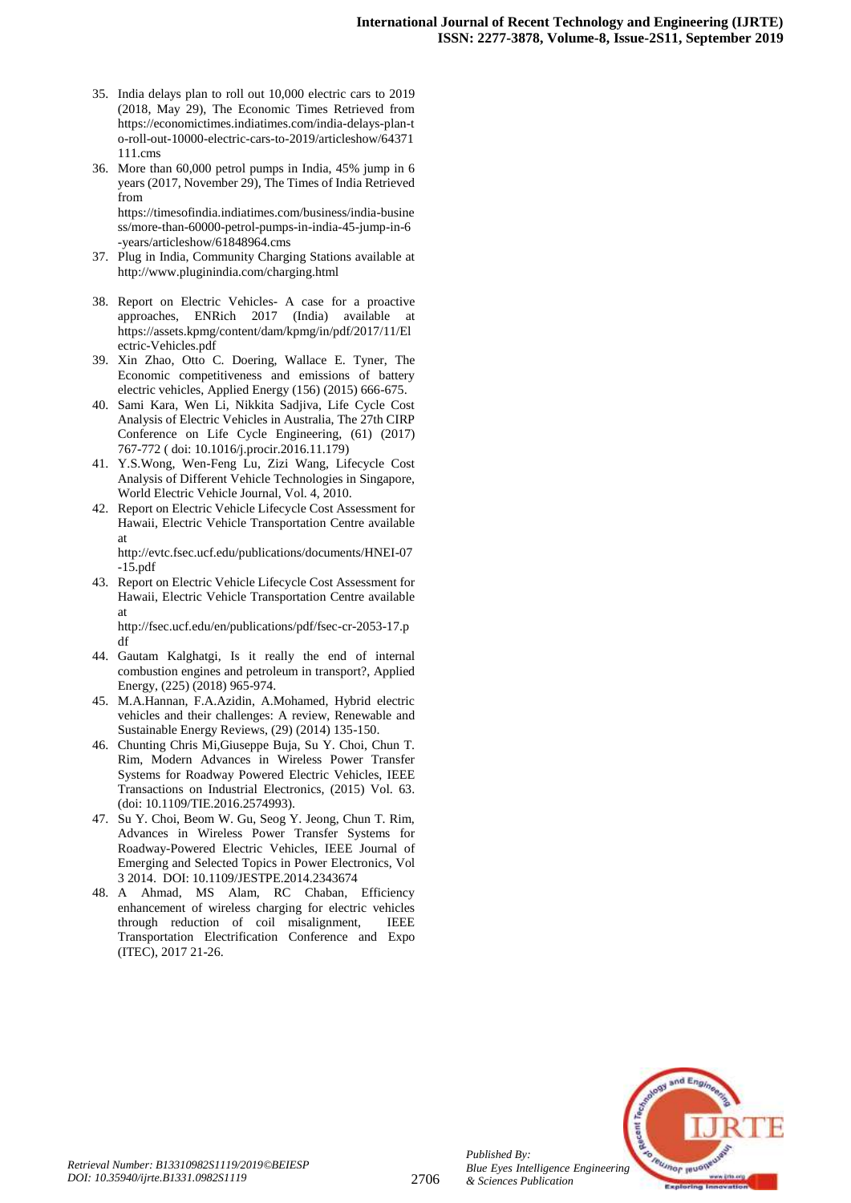35. India delays plan to roll out 10,000 electric cars to 2019 (2018, May 29), The Economic Times Retrieved from https://economictimes.indiatimes.com/india-delays-plan-to-roll-out-10000-electric-cars-to-2019/articleshow/64371111.cms
36. More than 60,000 petrol pumps in India, 45% jump in 6 years (2017, November 29), The Times of India Retrieved from https://timesofindia.indiatimes.com/business/india-business/more-than-60000-petrol-pumps-in-india-45-jump-in-6-years/articleshow/61848964.cms
37. Plug in India, Community Charging Stations available at http://www.pluginindia.com/charging.html
38. Report on Electric Vehicles- A case for a proactive approaches, ENRich 2017 (India) available at https://assets.kpmg/content/dam/kpmg/in/pdf/2017/11/Electric-Vehicles.pdf
39. Xin Zhao, Otto C. Doering, Wallace E. Tyner, The Economic competitiveness and emissions of battery electric vehicles, Applied Energy (156) (2015) 666-675.
40. Sami Kara, Wen Li, Nikkita Sadjiva, Life Cycle Cost Analysis of Electric Vehicles in Australia, The 27th CIRP Conference on Life Cycle Engineering, (61) (2017) 767-772 ( doi: 10.1016/j.procir.2016.11.179)
41. Y.S.Wong, Wen-Feng Lu, Zizi Wang, Lifecycle Cost Analysis of Different Vehicle Technologies in Singapore, World Electric Vehicle Journal, Vol. 4, 2010.
42. Report on Electric Vehicle Lifecycle Cost Assessment for Hawaii, Electric Vehicle Transportation Centre available at http://evtc.fsec.ucf.edu/publications/documents/HNEI-07-15.pdf
43. Report on Electric Vehicle Lifecycle Cost Assessment for Hawaii, Electric Vehicle Transportation Centre available at http://fsec.ucf.edu/en/publications/pdf/fsec-cr-2053-17.pdf
44. Gautam Kalghatgi, Is it really the end of internal combustion engines and petroleum in transport?, Applied Energy, (225) (2018) 965-974.
45. M.A.Hannan, F.A.Azidin, A.Mohamed, Hybrid electric vehicles and their challenges: A review, Renewable and Sustainable Energy Reviews, (29) (2014) 135-150.
46. Chunting Chris Mi,Giuseppe Buja, Su Y. Choi, Chun T. Rim, Modern Advances in Wireless Power Transfer Systems for Roadway Powered Electric Vehicles, IEEE Transactions on Industrial Electronics, (2015) Vol. 63. (doi: 10.1109/TIE.2016.2574993).
47. Su Y. Choi, Beom W. Gu, Seog Y. Jeong, Chun T. Rim, Advances in Wireless Power Transfer Systems for Roadway-Powered Electric Vehicles, IEEE Journal of Emerging and Selected Topics in Power Electronics, Vol 3 2014. DOI: 10.1109/JESTPE.2014.2343674
48. A Ahmad, MS Alam, RC Chaban, Efficiency enhancement of wireless charging for electric vehicles through reduction of coil misalignment, IEEE Transportation Electrification Conference and Expo (ITEC), 2017 21-26.